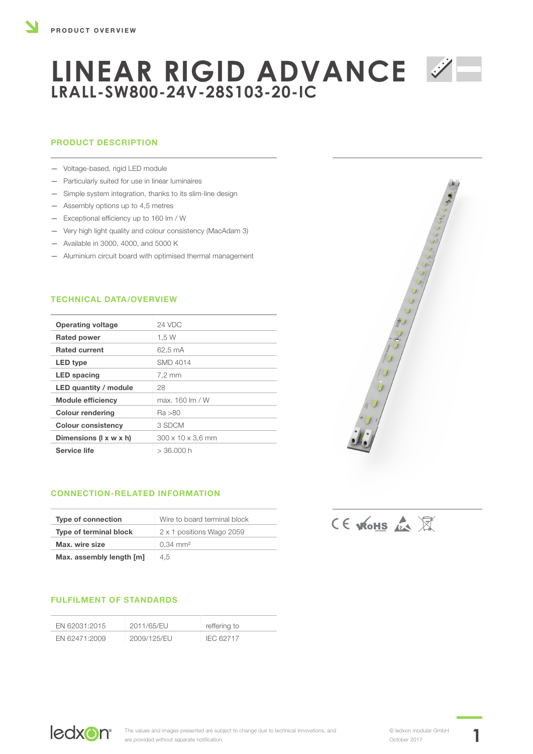PRODUCT OVERVIEW

# LINEAR RIGID ADVANCE

## LRALL-SW800-24V-28S103-20-IC

### PRODUCT DESCRIPTION

- Voltage-based, rigid LED module
- Particularly suited for use in linear luminaires
- Simple system integration, thanks to its slim-line design
- Assembly options up to 4,5 metres
- Exceptional efficiency up to 160 lm / W
- Very high light quality and colour consistency (MacAdam 3)
- Available in 3000, 4000, and 5000 K
- Aluminium circuit board with optimised thermal management

### TECHNICAL DATA/OVERVIEW

| | |
|---|---|
| **Operating voltage** | 24 VDC |
| **Rated power** | 1,5 W |
| **Rated current** | 62,5 mA |
| **LED type** | SMD 4014 |
| **LED spacing** | 7,2 mm |
| **LED quantity / module** | 28 |
| **Module efficiency** | max. 160 lm / W |
| **Colour rendering** | Ra >80 |
| **Colour consistency** | 3 SDCM |
| **Dimensions (l x w x h)** | 300 x 10 x 3,6 mm |
| **Service life** | > 36.000 h |

### CONNECTION-RELATED INFORMATION

| | |
|---|---|
| **Type of connection** | Wire to board terminal block |
| **Type of terminal block** | 2 x 1 positions Wago 2059 |
| **Max. wire size** | 0,34 mm² |
| **Max. assembly length [m]** | 4,5 |

### FULFILMENT OF STANDARDS

| | | |
|---|---|---|
| EN 62031:2015 | 2011/65/EU | reffering to |
| EN 62471:2009 | 2009/125/EU | IEC 62717 |

CE RoHS

The values and images presented are subject to change due to technical innovations, and are provided without separate notification.

© ledxon modular GmbH
October 2017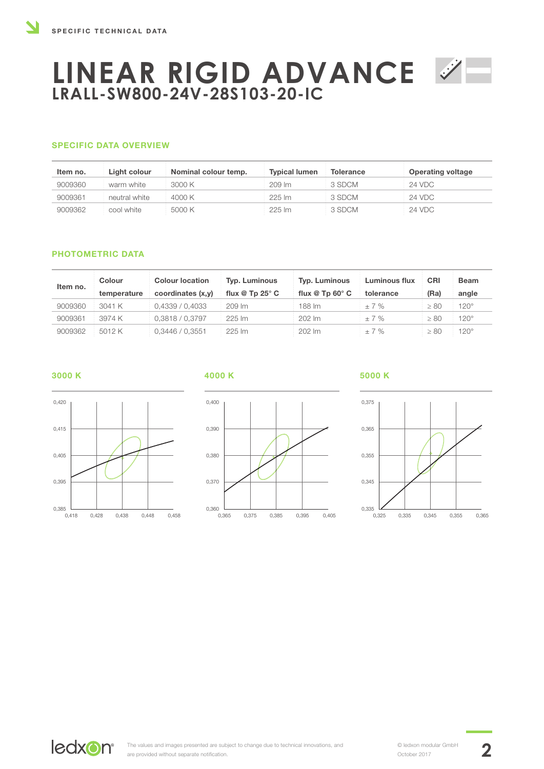SPECIFIC TECHNICAL DATA

# LINEAR RIGID ADVANCE
## LRALL-SW800-24V-28S103-20-IC

### SPECIFIC DATA OVERVIEW

| Item no. | Light colour | Nominal colour temp. | Typical lumen | Tolerance | Operating voltage |
|---|---|---|---|---|---|
| 9009360 | warm white | 3000 K | 209 lm | 3 SDCM | 24 VDC |
| 9009361 | neutral white | 4000 K | 225 lm | 3 SDCM | 24 VDC |
| 9009362 | cool white | 5000 K | 225 lm | 3 SDCM | 24 VDC |

### PHOTOMETRIC DATA

| Item no. | Colour temperature | Colour location coordinates (x,y) | Typ. Luminous flux @ Tp 25° C | Typ. Luminous flux @ Tp 60° C | Luminous flux tolerance | CRI (Ra) | Beam angle |
|---|---|---|---|---|---|---|---|
| 9009360 | 3041 K | 0,4339 / 0,4033 | 209 lm | 188 lm | ± 7 % | ≥ 80 | 120° |
| 9009361 | 3974 K | 0,3818 / 0,3797 | 225 lm | 202 lm | ± 7 % | ≥ 80 | 120° |
| 9009362 | 5012 K | 0,3446 / 0,3551 | 225 lm | 202 lm | ± 7 % | ≥ 80 | 120° |

**3000 K**

**4000 K**

**5000 K**

The values and images presented are subject to change due to technical innovations, and are provided without separate notification.

© ledxon modular GmbH
October 2017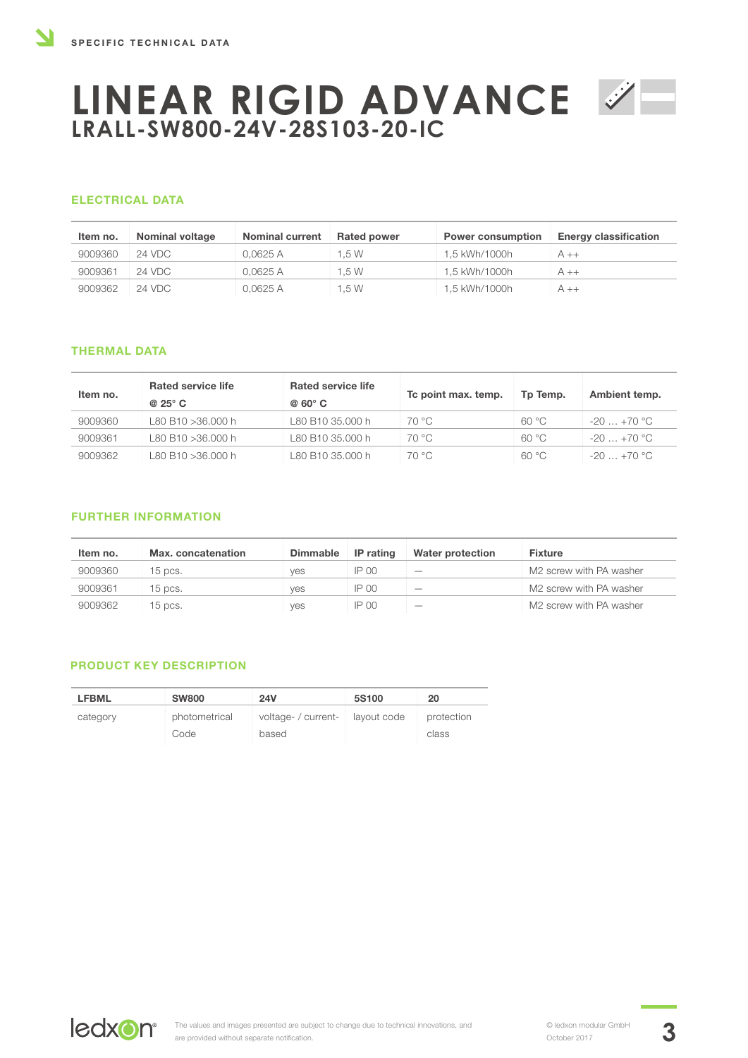SPECIFIC TECHNICAL DATA

# LINEAR RIGID ADVANCE
## LRALL-SW800-24V-28S103-20-IC

### ELECTRICAL DATA

| Item no. | Nominal voltage | Nominal current | Rated power | Power consumption | Energy classification |
|---|---|---|---|---|---|
| 9009360 | 24 VDC | 0,0625 A | 1,5 W | 1,5 kWh/1000h | A ++ |
| 9009361 | 24 VDC | 0,0625 A | 1,5 W | 1,5 kWh/1000h | A ++ |
| 9009362 | 24 VDC | 0,0625 A | 1,5 W | 1,5 kWh/1000h | A ++ |

### THERMAL DATA

| Item no. | Rated service life @ 25° C | Rated service life @ 60° C | Tc point max. temp. | Tp Temp. | Ambient temp. |
|---|---|---|---|---|---|
| 9009360 | L80 B10 >36.000 h | L80 B10 35.000 h | 70 °C | 60 °C | -20 … +70 °C |
| 9009361 | L80 B10 >36.000 h | L80 B10 35.000 h | 70 °C | 60 °C | -20 … +70 °C |
| 9009362 | L80 B10 >36.000 h | L80 B10 35.000 h | 70 °C | 60 °C | -20 … +70 °C |

### FURTHER INFORMATION

| Item no. | Max. concatenation | Dimmable | IP rating | Water protection | Fixture |
|---|---|---|---|---|---|
| 9009360 | 15 pcs. | yes | IP 00 | — | M2 screw with PA washer |
| 9009361 | 15 pcs. | yes | IP 00 | — | M2 screw with PA washer |
| 9009362 | 15 pcs. | yes | IP 00 | — | M2 screw with PA washer |

### PRODUCT KEY DESCRIPTION

| LFBML | SW800 | 24V | 5S100 | 20 |
|---|---|---|---|---|
| category | photometrical Code | voltage- / current-based | layout code | protection class |

The values and images presented are subject to change due to technical innovations, and are provided without separate notification.

© ledxon modular GmbH
October 2017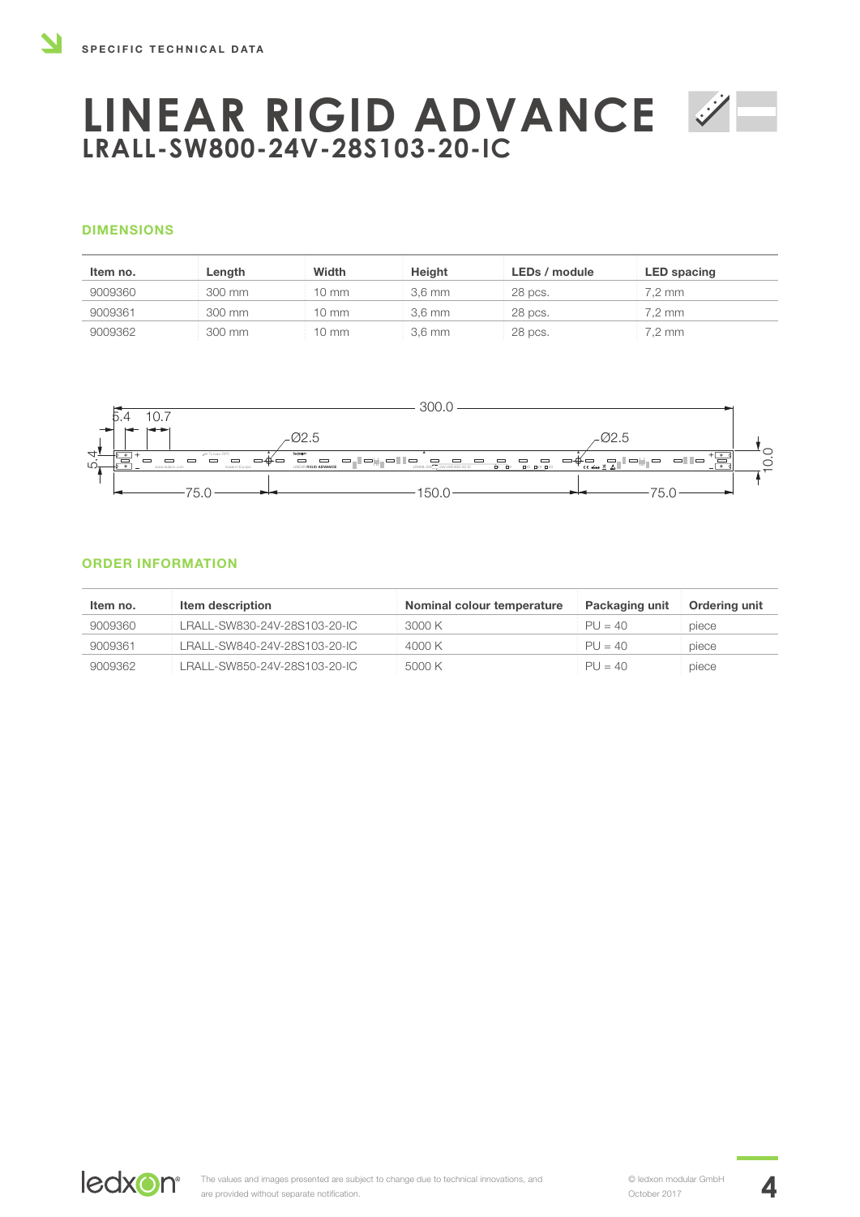SPECIFIC TECHNICAL DATA

# LINEAR RIGID ADVANCE

## LRALL-SW800-24V-28S103-20-IC

### DIMENSIONS

| Item no. | Length | Width | Height | LEDs / module | LED spacing |
|---|---|---|---|---|---|
| 9009360 | 300 mm | 10 mm | 3,6 mm | 28 pcs. | 7,2 mm |
| 9009361 | 300 mm | 10 mm | 3,6 mm | 28 pcs. | 7,2 mm |
| 9009362 | 300 mm | 10 mm | 3,6 mm | 28 pcs. | 7,2 mm |

### ORDER INFORMATION

| Item no. | Item description | Nominal colour temperature | Packaging unit | Ordering unit |
|---|---|---|---|---|
| 9009360 | LRALL-SW830-24V-28S103-20-IC | 3000 K | PU = 40 | piece |
| 9009361 | LRALL-SW840-24V-28S103-20-IC | 4000 K | PU = 40 | piece |
| 9009362 | LRALL-SW850-24V-28S103-20-IC | 5000 K | PU = 40 | piece |

The values and images presented are subject to change due to technical innovations, and are provided without separate notification.

© ledxon modular GmbH
October 2017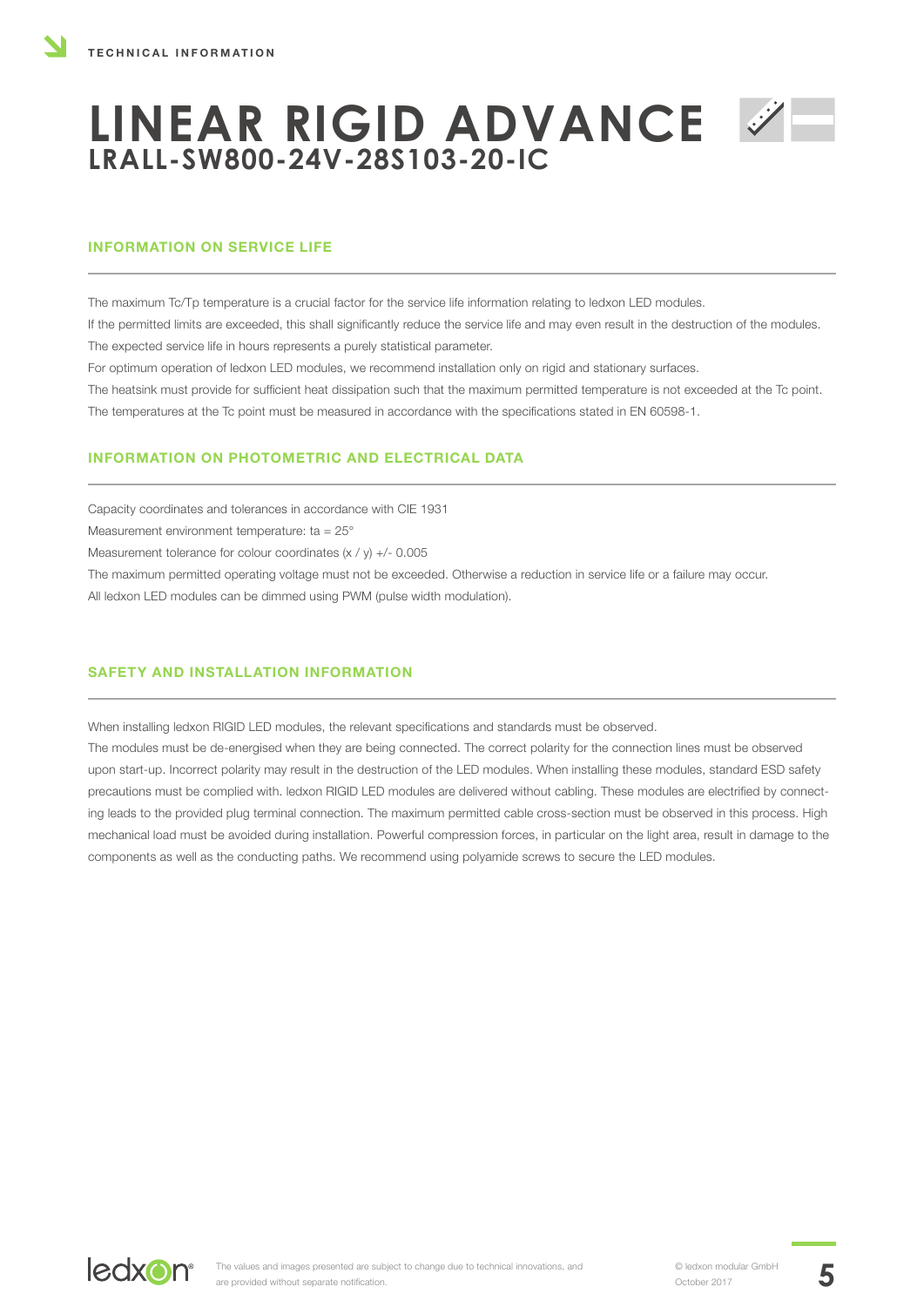TECHNICAL INFORMATION

# LINEAR RIGID ADVANCE
## LRALL-SW800-24V-28S103-20-IC

### INFORMATION ON SERVICE LIFE

The maximum Tc/Tp temperature is a crucial factor for the service life information relating to ledxon LED modules.
If the permitted limits are exceeded, this shall significantly reduce the service life and may even result in the destruction of the modules.
The expected service life in hours represents a purely statistical parameter.
For optimum operation of ledxon LED modules, we recommend installation only on rigid and stationary surfaces.
The heatsink must provide for sufficient heat dissipation such that the maximum permitted temperature is not exceeded at the Tc point.
The temperatures at the Tc point must be measured in accordance with the specifications stated in EN 60598-1.

### INFORMATION ON PHOTOMETRIC AND ELECTRICAL DATA

Capacity coordinates and tolerances in accordance with CIE 1931
Measurement environment temperature: ta = 25°
Measurement tolerance for colour coordinates (x / y) +/- 0.005
The maximum permitted operating voltage must not be exceeded. Otherwise a reduction in service life or a failure may occur.
All ledxon LED modules can be dimmed using PWM (pulse width modulation).

### SAFETY AND INSTALLATION INFORMATION

When installing ledxon RIGID LED modules, the relevant specifications and standards must be observed.
The modules must be de-energised when they are being connected. The correct polarity for the connection lines must be observed upon start-up. Incorrect polarity may result in the destruction of the LED modules. When installing these modules, standard ESD safety precautions must be complied with. ledxon RIGID LED modules are delivered without cabling. These modules are electrified by connecting leads to the provided plug terminal connection. The maximum permitted cable cross-section must be observed in this process. High mechanical load must be avoided during installation. Powerful compression forces, in particular on the light area, result in damage to the components as well as the conducting paths. We recommend using polyamide screws to secure the LED modules.

The values and images presented are subject to change due to technical innovations, and are provided without separate notification.

© ledxon modular GmbH
October 2017